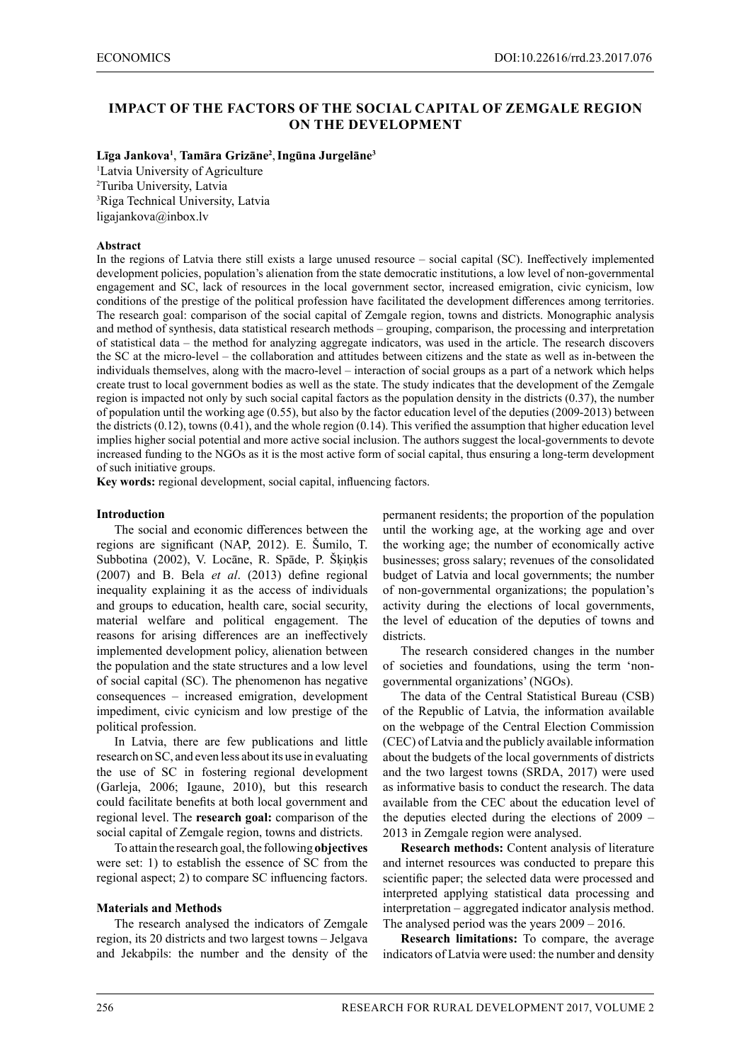# IMPACT OF THE FACTORS OF THE SOCIAL CAPITAL OF ZEMGALE REGION ON THE DEVELOPMENT

**Līga Jankova[1], Tamāra Grizāne[2], Ingūna Jurgelāne[3]**

[1]Latvia University of Agriculture
[2]Turiba University, Latvia
[3]Riga Technical University, Latvia
ligajankova@inbox.lv

**Abstract**

In the regions of Latvia there still exists a large unused resource – social capital (SC). Ineffectively implemented development policies, population's alienation from the state democratic institutions, a low level of non-governmental engagement and SC, lack of resources in the local government sector, increased emigration, civic cynicism, low conditions of the prestige of the political profession have facilitated the development differences among territories. The research goal: comparison of the social capital of Zemgale region, towns and districts. Monographic analysis and method of synthesis, data statistical research methods – grouping, comparison, the processing and interpretation of statistical data – the method for analyzing aggregate indicators, was used in the article. The research discovers the SC at the micro-level – the collaboration and attitudes between citizens and the state as well as in-between the individuals themselves, along with the macro-level – interaction of social groups as a part of a network which helps create trust to local government bodies as well as the state. The study indicates that the development of the Zemgale region is impacted not only by such social capital factors as the population density in the districts (0.37), the number of population until the working age (0.55), but also by the factor education level of the deputies (2009-2013) between the districts (0.12), towns (0.41), and the whole region (0.14). This verified the assumption that higher education level implies higher social potential and more active social inclusion. The authors suggest the local-governments to devote increased funding to the NGOs as it is the most active form of social capital, thus ensuring a long-term development of such initiative groups.

**Key words:** regional development, social capital, influencing factors.

## Introduction

The social and economic differences between the regions are significant (NAP, 2012). E. Šumilo, T. Subbotina (2002), V. Locāne, R. Spāde, P. Šķiņķis (2007) and B. Bela *et al*. (2013) define regional inequality explaining it as the access of individuals and groups to education, health care, social security, material welfare and political engagement. The reasons for arising differences are an ineffectively implemented development policy, alienation between the population and the state structures and a low level of social capital (SC). The phenomenon has negative consequences – increased emigration, development impediment, civic cynicism and low prestige of the political profession.

In Latvia, there are few publications and little research on SC, and even less about its use in evaluating the use of SC in fostering regional development (Garleja, 2006; Igaune, 2010), but this research could facilitate benefits at both local government and regional level. The **research goal:** comparison of the social capital of Zemgale region, towns and districts.

To attain the research goal, the following **objectives** were set: 1) to establish the essence of SC from the regional aspect; 2) to compare SC influencing factors.

## Materials and Methods

The research analysed the indicators of Zemgale region, its 20 districts and two largest towns – Jelgava and Jekabpils: the number and the density of the permanent residents; the proportion of the population until the working age, at the working age and over the working age; the number of economically active businesses; gross salary; revenues of the consolidated budget of Latvia and local governments; the number of non-governmental organizations; the population's activity during the elections of local governments, the level of education of the deputies of towns and districts.

The research considered changes in the number of societies and foundations, using the term 'non-governmental organizations' (NGOs).

The data of the Central Statistical Bureau (CSB) of the Republic of Latvia, the information available on the webpage of the Central Election Commission (CEC) of Latvia and the publicly available information about the budgets of the local governments of districts and the two largest towns (SRDA, 2017) were used as informative basis to conduct the research. The data available from the CEC about the education level of the deputies elected during the elections of 2009 – 2013 in Zemgale region were analysed.

**Research methods:** Content analysis of literature and internet resources was conducted to prepare this scientific paper; the selected data were processed and interpreted applying statistical data processing and interpretation – aggregated indicator analysis method. The analysed period was the years 2009 – 2016.

**Research limitations:** To compare, the average indicators of Latvia were used: the number and density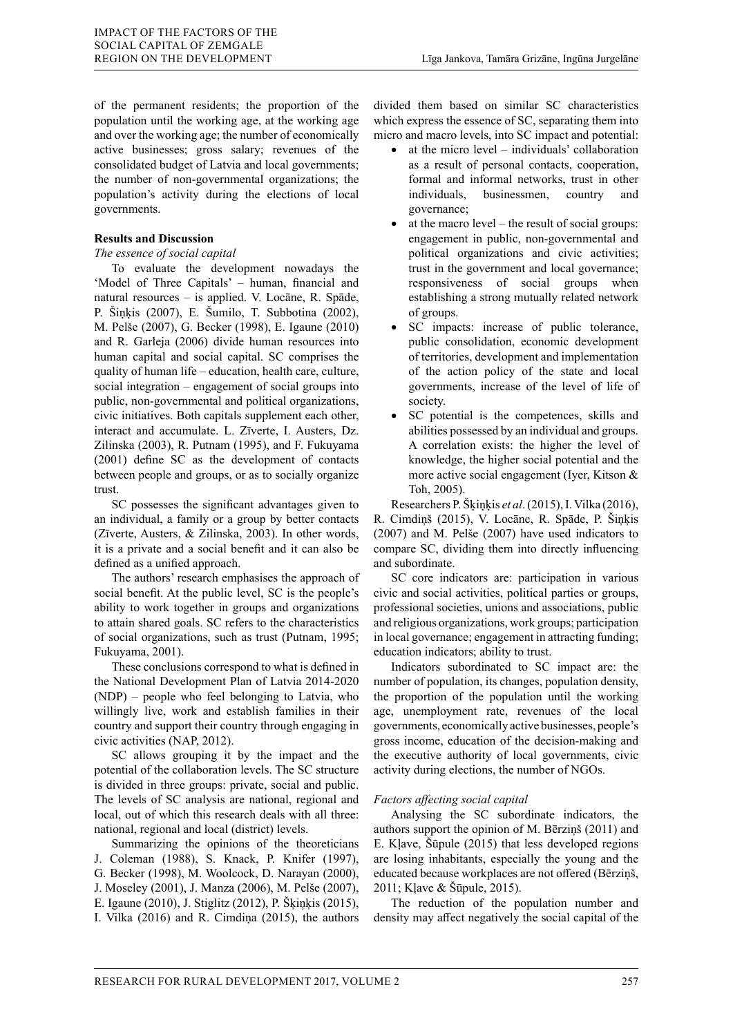of the permanent residents; the proportion of the population until the working age, at the working age and over the working age; the number of economically active businesses; gross salary; revenues of the consolidated budget of Latvia and local governments; the number of non-governmental organizations; the population's activity during the elections of local governments.

## Results and Discussion

*The essence of social capital*

To evaluate the development nowadays the 'Model of Three Capitals' – human, financial and natural resources – is applied. V. Locāne, R. Spāde, P. Šiņķis (2007), E. Šumilo, T. Subbotina (2002), M. Pelše (2007), G. Becker (1998), E. Igaune (2010) and R. Garleja (2006) divide human resources into human capital and social capital. SC comprises the quality of human life – education, health care, culture, social integration – engagement of social groups into public, non-governmental and political organizations, civic initiatives. Both capitals supplement each other, interact and accumulate. L. Zīverte, I. Austers, Dz. Zilinska (2003), R. Putnam (1995), and F. Fukuyama (2001) define SC as the development of contacts between people and groups, or as to socially organize trust.

SC possesses the significant advantages given to an individual, a family or a group by better contacts (Zīverte, Austers, & Zilinska, 2003). In other words, it is a private and a social benefit and it can also be defined as a unified approach.

The authors' research emphasises the approach of social benefit. At the public level, SC is the people's ability to work together in groups and organizations to attain shared goals. SC refers to the characteristics of social organizations, such as trust (Putnam, 1995; Fukuyama, 2001).

These conclusions correspond to what is defined in the National Development Plan of Latvia 2014-2020 (NDP) – people who feel belonging to Latvia, who willingly live, work and establish families in their country and support their country through engaging in civic activities (NAP, 2012).

SC allows grouping it by the impact and the potential of the collaboration levels. The SC structure is divided in three groups: private, social and public. The levels of SC analysis are national, regional and local, out of which this research deals with all three: national, regional and local (district) levels.

Summarizing the opinions of the theoreticians J. Coleman (1988), S. Knack, P. Knifer (1997), G. Becker (1998), M. Woolcock, D. Narayan (2000), J. Moseley (2001), J. Manza (2006), M. Pelše (2007), E. Igaune (2010), J. Stiglitz (2012), P. Šķiņķis (2015), I. Vilka (2016) and R. Cimdiņa (2015), the authors divided them based on similar SC characteristics which express the essence of SC, separating them into micro and macro levels, into SC impact and potential:

- at the micro level – individuals' collaboration as a result of personal contacts, cooperation, formal and informal networks, trust in other individuals, businessmen, country and governance;
- at the macro level – the result of social groups: engagement in public, non-governmental and political organizations and civic activities; trust in the government and local governance; responsiveness of social groups when establishing a strong mutually related network of groups.
- SC impacts: increase of public tolerance, public consolidation, economic development of territories, development and implementation of the action policy of the state and local governments, increase of the level of life of society.
- SC potential is the competences, skills and abilities possessed by an individual and groups. A correlation exists: the higher the level of knowledge, the higher social potential and the more active social engagement (Iyer, Kitson & Toh, 2005).

Researchers P. Šķiņķis *et al*. (2015), I. Vilka (2016), R. Cimdiņš (2015), V. Locāne, R. Spāde, P. Šiņķis (2007) and M. Pelše (2007) have used indicators to compare SC, dividing them into directly influencing and subordinate.

SC core indicators are: participation in various civic and social activities, political parties or groups, professional societies, unions and associations, public and religious organizations, work groups; participation in local governance; engagement in attracting funding; education indicators; ability to trust.

Indicators subordinated to SC impact are: the number of population, its changes, population density, the proportion of the population until the working age, unemployment rate, revenues of the local governments, economically active businesses, people's gross income, education of the decision-making and the executive authority of local governments, civic activity during elections, the number of NGOs.

*Factors affecting social capital*

Analysing the SC subordinate indicators, the authors support the opinion of M. Bērziņš (2011) and E. Kļave, Šūpule (2015) that less developed regions are losing inhabitants, especially the young and the educated because workplaces are not offered (Bērziņš, 2011; Kļave & Šūpule, 2015).

The reduction of the population number and density may affect negatively the social capital of the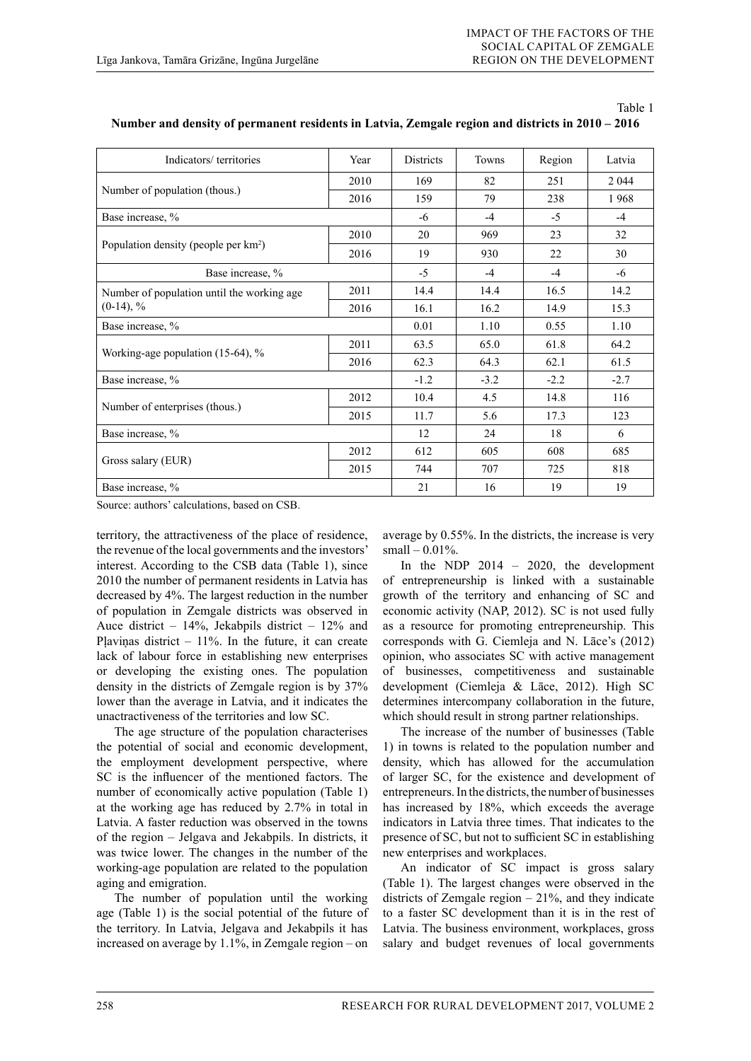Table 1

**Number and density of permanent residents in Latvia, Zemgale region and districts in 2010 – 2016**

| Indicators/ territories | Year | Districts | Towns | Region | Latvia |
|---|---|---|---|---|---|
| Number of population (thous.) | 2010 | 169 | 82 | 251 | 2 044 |
| | 2016 | 159 | 79 | 238 | 1 968 |
| Base increase, % | | -6 | -4 | -5 | -4 |
| Population density (people per km$^2$) | 2010 | 20 | 969 | 23 | 32 |
| | 2016 | 19 | 930 | 22 | 30 |
| Base increase, % | | -5 | -4 | -4 | -6 |
| Number of population until the working age (0-14), % | 2011 | 14.4 | 14.4 | 16.5 | 14.2 |
| | 2016 | 16.1 | 16.2 | 14.9 | 15.3 |
| Base increase, % | | 0.01 | 1.10 | 0.55 | 1.10 |
| Working-age population (15-64), % | 2011 | 63.5 | 65.0 | 61.8 | 64.2 |
| | 2016 | 62.3 | 64.3 | 62.1 | 61.5 |
| Base increase, % | | -1.2 | -3.2 | -2.2 | -2.7 |
| Number of enterprises (thous.) | 2012 | 10.4 | 4.5 | 14.8 | 116 |
| | 2015 | 11.7 | 5.6 | 17.3 | 123 |
| Base increase, % | | 12 | 24 | 18 | 6 |
| Gross salary (EUR) | 2012 | 612 | 605 | 608 | 685 |
| | 2015 | 744 | 707 | 725 | 818 |
| Base increase, % | | 21 | 16 | 19 | 19 |

Source: authors' calculations, based on CSB.

territory, the attractiveness of the place of residence, the revenue of the local governments and the investors' interest. According to the CSB data (Table 1), since 2010 the number of permanent residents in Latvia has decreased by 4%. The largest reduction in the number of population in Zemgale districts was observed in Auce district – 14%, Jekabpils district – 12% and Pļaviņas district – 11%. In the future, it can create lack of labour force in establishing new enterprises or developing the existing ones. The population density in the districts of Zemgale region is by 37% lower than the average in Latvia, and it indicates the unactractiveness of the territories and low SC.

The age structure of the population characterises the potential of social and economic development, the employment development perspective, where SC is the influencer of the mentioned factors. The number of economically active population (Table 1) at the working age has reduced by 2.7% in total in Latvia. A faster reduction was observed in the towns of the region – Jelgava and Jekabpils. In districts, it was twice lower. The changes in the number of the working-age population are related to the population aging and emigration.

The number of population until the working age (Table 1) is the social potential of the future of the territory. In Latvia, Jelgava and Jekabpils it has increased on average by 1.1%, in Zemgale region – on average by 0.55%. In the districts, the increase is very small – 0.01%.

In the NDP 2014 – 2020, the development of entrepreneurship is linked with a sustainable growth of the territory and enhancing of SC and economic activity (NAP, 2012). SC is not used fully as a resource for promoting entrepreneurship. This corresponds with G. Ciemleja and N. Lāce's (2012) opinion, who associates SC with active management of businesses, competitiveness and sustainable development (Ciemleja & Lāce, 2012). High SC determines intercompany collaboration in the future, which should result in strong partner relationships.

The increase of the number of businesses (Table 1) in towns is related to the population number and density, which has allowed for the accumulation of larger SC, for the existence and development of entrepreneurs. In the districts, the number of businesses has increased by 18%, which exceeds the average indicators in Latvia three times. That indicates to the presence of SC, but not to sufficient SC in establishing new enterprises and workplaces.

An indicator of SC impact is gross salary (Table 1). The largest changes were observed in the districts of Zemgale region – 21%, and they indicate to a faster SC development than it is in the rest of Latvia. The business environment, workplaces, gross salary and budget revenues of local governments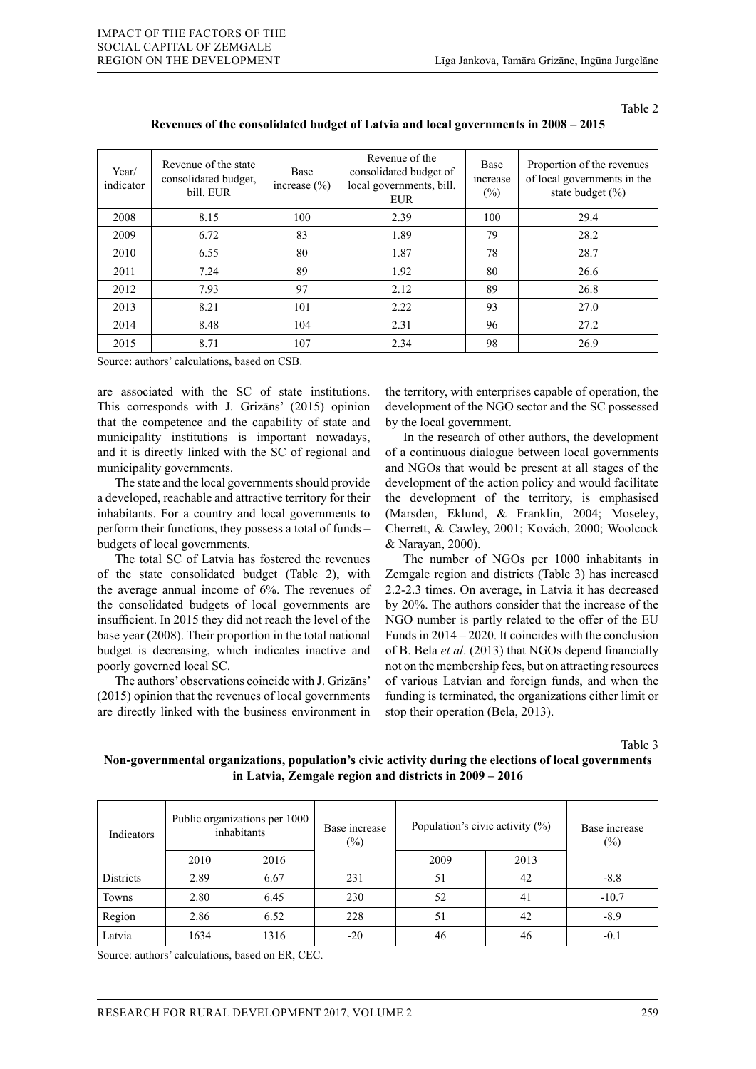Table 2

**Revenues of the consolidated budget of Latvia and local governments in 2008 – 2015**

| Year/ indicator | Revenue of the state consolidated budget, bill. EUR | Base increase (%) | Revenue of the consolidated budget of local governments, bill. EUR | Base increase (%) | Proportion of the revenues of local governments in the state budget (%) |
|---|---|---|---|---|---|
| 2008 | 8.15 | 100 | 2.39 | 100 | 29.4 |
| 2009 | 6.72 | 83 | 1.89 | 79 | 28.2 |
| 2010 | 6.55 | 80 | 1.87 | 78 | 28.7 |
| 2011 | 7.24 | 89 | 1.92 | 80 | 26.6 |
| 2012 | 7.93 | 97 | 2.12 | 89 | 26.8 |
| 2013 | 8.21 | 101 | 2.22 | 93 | 27.0 |
| 2014 | 8.48 | 104 | 2.31 | 96 | 27.2 |
| 2015 | 8.71 | 107 | 2.34 | 98 | 26.9 |

Source: authors' calculations, based on CSB.

are associated with the SC of state institutions. This corresponds with J. Grizāns' (2015) opinion that the competence and the capability of state and municipality institutions is important nowadays, and it is directly linked with the SC of regional and municipality governments.

The state and the local governments should provide a developed, reachable and attractive territory for their inhabitants. For a country and local governments to perform their functions, they possess a total of funds – budgets of local governments.

The total SC of Latvia has fostered the revenues of the state consolidated budget (Table 2), with the average annual income of 6%. The revenues of the consolidated budgets of local governments are insufficient. In 2015 they did not reach the level of the base year (2008). Their proportion in the total national budget is decreasing, which indicates inactive and poorly governed local SC.

The authors' observations coincide with J. Grizāns' (2015) opinion that the revenues of local governments are directly linked with the business environment in the territory, with enterprises capable of operation, the development of the NGO sector and the SC possessed by the local government.

In the research of other authors, the development of a continuous dialogue between local governments and NGOs that would be present at all stages of the development of the action policy and would facilitate the development of the territory, is emphasised (Marsden, Eklund, & Franklin, 2004; Moseley, Cherrett, & Cawley, 2001; Kovách, 2000; Woolcock & Narayan, 2000).

The number of NGOs per 1000 inhabitants in Zemgale region and districts (Table 3) has increased 2.2-2.3 times. On average, in Latvia it has decreased by 20%. The authors consider that the increase of the NGO number is partly related to the offer of the EU Funds in 2014 – 2020. It coincides with the conclusion of B. Bela *et al*. (2013) that NGOs depend financially not on the membership fees, but on attracting resources of various Latvian and foreign funds, and when the funding is terminated, the organizations either limit or stop their operation (Bela, 2013).

Table 3

**Non-governmental organizations, population's civic activity during the elections of local governments in Latvia, Zemgale region and districts in 2009 – 2016**

| Indicators | Public organizations per 1000 inhabitants | | Base increase (%) | Population's civic activity (%) | | Base increase (%) |
|---|---|---|---|---|---|---|
| | 2010 | 2016 | | 2009 | 2013 | |
| Districts | 2.89 | 6.67 | 231 | 51 | 42 | -8.8 |
| Towns | 2.80 | 6.45 | 230 | 52 | 41 | -10.7 |
| Region | 2.86 | 6.52 | 228 | 51 | 42 | -8.9 |
| Latvia | 1634 | 1316 | -20 | 46 | 46 | -0.1 |

Source: authors' calculations, based on ER, CEC.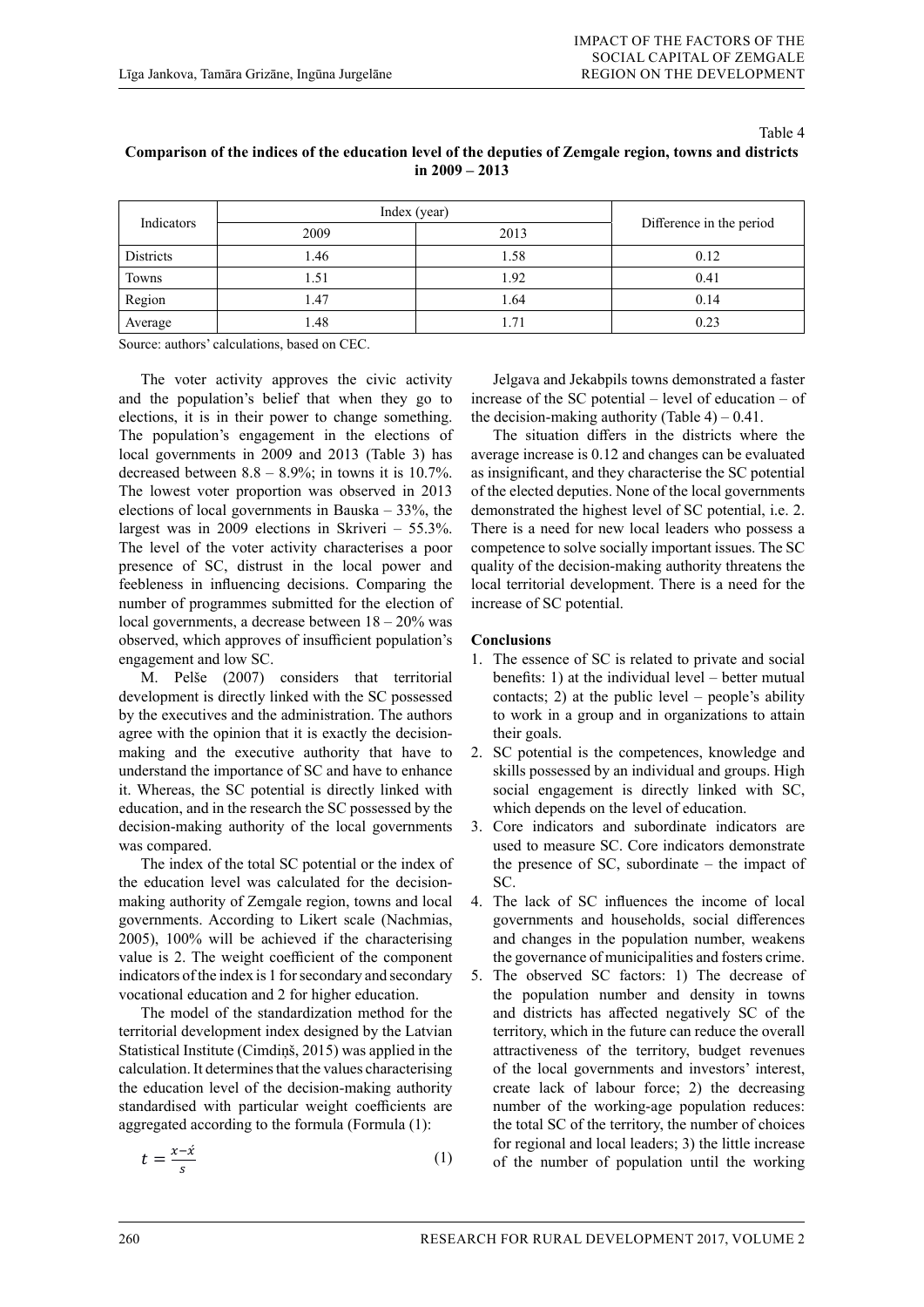Table 4

**Comparison of the indices of the education level of the deputies of Zemgale region, towns and districts in 2009 – 2013**

| Indicators | Index (year) | | Difference in the period |
|---|---|---|---|
| | 2009 | 2013 | |
| Districts | 1.46 | 1.58 | 0.12 |
| Towns | 1.51 | 1.92 | 0.41 |
| Region | 1.47 | 1.64 | 0.14 |
| Average | 1.48 | 1.71 | 0.23 |

Source: authors' calculations, based on CEC.

The voter activity approves the civic activity and the population's belief that when they go to elections, it is in their power to change something. The population's engagement in the elections of local governments in 2009 and 2013 (Table 3) has decreased between 8.8 – 8.9%; in towns it is 10.7%. The lowest voter proportion was observed in 2013 elections of local governments in Bauska – 33%, the largest was in 2009 elections in Skriveri – 55.3%. The level of the voter activity characterises a poor presence of SC, distrust in the local power and feebleness in influencing decisions. Comparing the number of programmes submitted for the election of local governments, a decrease between 18 – 20% was observed, which approves of insufficient population's engagement and low SC.

M. Pelše (2007) considers that territorial development is directly linked with the SC possessed by the executives and the administration. The authors agree with the opinion that it is exactly the decision-making and the executive authority that have to understand the importance of SC and have to enhance it. Whereas, the SC potential is directly linked with education, and in the research the SC possessed by the decision-making authority of the local governments was compared.

The index of the total SC potential or the index of the education level was calculated for the decision-making authority of Zemgale region, towns and local governments. According to Likert scale (Nachmias, 2005), 100% will be achieved if the characterising value is 2. The weight coefficient of the component indicators of the index is 1 for secondary and secondary vocational education and 2 for higher education.

The model of the standardization method for the territorial development index designed by the Latvian Statistical Institute (Cimdiņš, 2015) was applied in the calculation. It determines that the values characterising the education level of the decision-making authority standardised with particular weight coefficients are aggregated according to the formula (Formula (1):

$$t = \frac{x - \acute{x}}{s} \quad (1)$$

Jelgava and Jekabpils towns demonstrated a faster increase of the SC potential – level of education – of the decision-making authority (Table 4) – 0.41.

The situation differs in the districts where the average increase is 0.12 and changes can be evaluated as insignificant, and they characterise the SC potential of the elected deputies. None of the local governments demonstrated the highest level of SC potential, i.e. 2. There is a need for new local leaders who possess a competence to solve socially important issues. The SC quality of the decision-making authority threatens the local territorial development. There is a need for the increase of SC potential.

**Conclusions**

1. The essence of SC is related to private and social benefits: 1) at the individual level – better mutual contacts; 2) at the public level – people's ability to work in a group and in organizations to attain their goals.
2. SC potential is the competences, knowledge and skills possessed by an individual and groups. High social engagement is directly linked with SC, which depends on the level of education.
3. Core indicators and subordinate indicators are used to measure SC. Core indicators demonstrate the presence of SC, subordinate – the impact of SC.
4. The lack of SC influences the income of local governments and households, social differences and changes in the population number, weakens the governance of municipalities and fosters crime.
5. The observed SC factors: 1) The decrease of the population number and density in towns and districts has affected negatively SC of the territory, which in the future can reduce the overall attractiveness of the territory, budget revenues of the local governments and investors' interest, create lack of labour force; 2) the decreasing number of the working-age population reduces: the total SC of the territory, the number of choices for regional and local leaders; 3) the little increase of the number of population until the working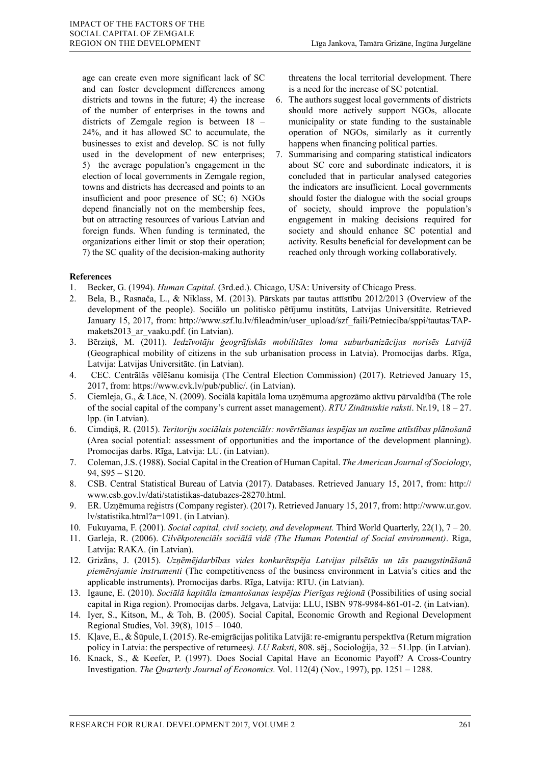age can create even more significant lack of SC and can foster development differences among districts and towns in the future; 4) the increase of the number of enterprises in the towns and districts of Zemgale region is between 18 – 24%, and it has allowed SC to accumulate, the businesses to exist and develop. SC is not fully used in the development of new enterprises; 5) the average population's engagement in the election of local governments in Zemgale region, towns and districts has decreased and points to an insufficient and poor presence of SC; 6) NGOs depend financially not on the membership fees, but on attracting resources of various Latvian and foreign funds. When funding is terminated, the organizations either limit or stop their operation; 7) the SC quality of the decision-making authority threatens the local territorial development. There is a need for the increase of SC potential.

6. The authors suggest local governments of districts should more actively support NGOs, allocate municipality or state funding to the sustainable operation of NGOs, similarly as it currently happens when financing political parties.
7. Summarising and comparing statistical indicators about SC core and subordinate indicators, it is concluded that in particular analysed categories the indicators are insufficient. Local governments should foster the dialogue with the social groups of society, should improve the population's engagement in making decisions required for society and should enhance SC potential and activity. Results beneficial for development can be reached only through working collaboratively.

## References

1. Becker, G. (1994). *Human Capital.* (3rd.ed.). Chicago, USA: University of Chicago Press.
2. Bela, B., Rasnača, L., & Niklass, M. (2013). Pārskats par tautas attīstību 2012/2013 (Overview of the development of the people). Sociālo un politisko pētījumu institūts, Latvijas Universitāte. Retrieved January 15, 2017, from: http://www.szf.lu.lv/fileadmin/user_upload/szf_faili/Petnieciba/sppi/tautas/TAP-makets2013_ar_vaaku.pdf. (in Latvian).
3. Bērziņš, M. (2011). *Iedzīvotāju ģeogrāfiskās mobilitātes loma suburbanizācijas norisēs Latvijā* (Geographical mobility of citizens in the sub urbanisation process in Latvia). Promocijas darbs. Rīga, Latvija: Latvijas Universitāte. (in Latvian).
4. CEC. Centrālās vēlēšanu komisija (The Central Election Commission) (2017). Retrieved January 15, 2017, from: https://www.cvk.lv/pub/public/. (in Latvian).
5. Ciemleja, G., & Lāce, N. (2009). Sociālā kapitāla loma uzņēmuma apgrozāmo aktīvu pārvaldībā (The role of the social capital of the company's current asset management). *RTU Zinātniskie raksti*. Nr.19, 18 – 27. lpp. (in Latvian).
6. Cimdiņš, R. (2015). *Teritoriju sociālais potenciāls: novērtēšanas iespējas un nozīme attīstības plānošanā* (Area social potential: assessment of opportunities and the importance of the development planning). Promocijas darbs. Rīga, Latvija: LU. (in Latvian).
7. Coleman, J.S. (1988). Social Capital in the Creation of Human Capital. *The American Journal of Sociology*, 94, S95 – S120.
8. CSB. Central Statistical Bureau of Latvia (2017). Databases. Retrieved January 15, 2017, from: http://www.csb.gov.lv/dati/statistikas-datubazes-28270.html.
9. ER. Uzņēmuma reģistrs (Company register). (2017). Retrieved January 15, 2017, from: http://www.ur.gov.lv/statistika.html?a=1091. (in Latvian).
10. Fukuyama, F. (2001)*. Social capital, civil society, and development.* Third World Quarterly, 22(1), 7 – 20.
11. Garleja, R. (2006). *Cilvēkpotenciāls sociālā vidē (The Human Potential of Social environment)*. Riga, Latvija: RAKA. (in Latvian).
12. Grizāns, J. (2015). *Uzņēmējdarbības vides konkurētspēja Latvijas pilsētās un tās paaugstināšanā piemērojamie instrumenti* (The competitiveness of the business environment in Latvia's cities and the applicable instruments). Promocijas darbs. Rīga, Latvija: RTU. (in Latvian).
13. Igaune, E. (2010). *Sociālā kapitāla izmantošanas iespējas Pierīgas reģionā* (Possibilities of using social capital in Riga region). Promocijas darbs. Jelgava, Latvija: LLU, ISBN 978-9984-861-01-2. (in Latvian).
14. Iyer, S., Kitson, M., & Toh, B. (2005). Social Capital, Economic Growth and Regional Development Regional Studies, Vol. 39(8), 1015 – 1040.
15. Kļave, E., & Šūpule, I. (2015). Re-emigrācijas politika Latvijā: re-emigrantu perspektīva (Return migration policy in Latvia: the perspective of returnees*). LU Raksti*, 808. sēj., Socioloģija, 32 – 51.lpp. (in Latvian).
16. Knack, S., & Keefer, P. (1997). Does Social Capital Have an Economic Payoff? A Cross-Country Investigation. *The Quarterly Journal of Economics.* Vol. 112(4) (Nov., 1997), pp. 1251 – 1288.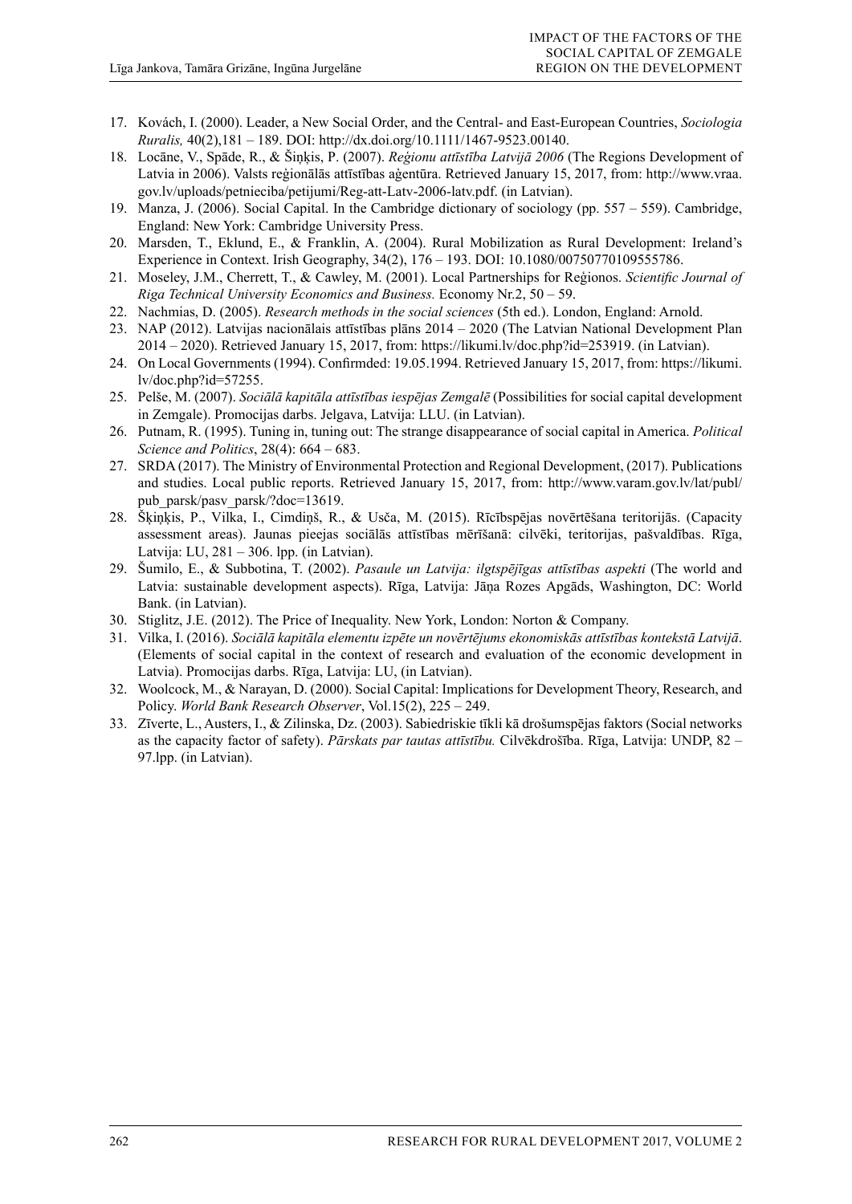17. Kovách, I. (2000). Leader, a New Social Order, and the Central- and East-European Countries, *Sociologia Ruralis,* 40(2),181 – 189. DOI: http://dx.doi.org/10.1111/1467-9523.00140.
18. Locāne, V., Spāde, R., & Šiņķis, P. (2007). *Reģionu attīstība Latvijā 2006* (The Regions Development of Latvia in 2006). Valsts reģionālās attīstības aģentūra. Retrieved January 15, 2017, from: http://www.vraa.gov.lv/uploads/petnieciba/petijumi/Reg-att-Latv-2006-latv.pdf. (in Latvian).
19. Manza, J. (2006). Social Capital. In the Cambridge dictionary of sociology (pp. 557 – 559). Cambridge, England: New York: Cambridge University Press.
20. Marsden, T., Eklund, E., & Franklin, A. (2004). Rural Mobilization as Rural Development: Ireland's Experience in Context. Irish Geography, 34(2), 176 – 193. DOI: 10.1080/00750770109555786.
21. Moseley, J.M., Cherrett, T., & Cawley, M. (2001). Local Partnerships for Reģionos. *Scientific Journal of Riga Technical University Economics and Business.* Economy Nr.2, 50 – 59.
22. Nachmias, D. (2005). *Research methods in the social sciences* (5th ed.). London, England: Arnold.
23. NAP (2012). Latvijas nacionālais attīstības plāns 2014 – 2020 (The Latvian National Development Plan 2014 – 2020). Retrieved January 15, 2017, from: https://likumi.lv/doc.php?id=253919. (in Latvian).
24. On Local Governments (1994). Confirmded: 19.05.1994. Retrieved January 15, 2017, from: https://likumi.lv/doc.php?id=57255.
25. Pelše, M. (2007). *Sociālā kapitāla attīstības iespējas Zemgalē* (Possibilities for social capital development in Zemgale). Promocijas darbs. Jelgava, Latvija: LLU. (in Latvian).
26. Putnam, R. (1995). Tuning in, tuning out: The strange disappearance of social capital in America. *Political Science and Politics*, 28(4): 664 – 683.
27. SRDA (2017). The Ministry of Environmental Protection and Regional Development, (2017). Publications and studies. Local public reports. Retrieved January 15, 2017, from: http://www.varam.gov.lv/lat/publ/pub_parsk/pasv_parsk/?doc=13619.
28. Šķiņķis, P., Vilka, I., Cimdiņš, R., & Usča, M. (2015). Rīcībspējas novērtēšana teritorijās. (Capacity assessment areas). Jaunas pieejas sociālās attīstības mērīšanā: cilvēki, teritorijas, pašvaldības. Rīga, Latvija: LU, 281 – 306. lpp. (in Latvian).
29. Šumilo, E., & Subbotina, T. (2002). *Pasaule un Latvija: ilgtspējīgas attīstības aspekti* (The world and Latvia: sustainable development aspects). Rīga, Latvija: Jāņa Rozes Apgāds, Washington, DC: World Bank. (in Latvian).
30. Stiglitz, J.E. (2012). The Price of Inequality. New York, London: Norton & Company.
31. Vilka, I. (2016). *Sociālā kapitāla elementu izpēte un novērtējums ekonomiskās attīstības kontekstā Latvijā*. (Elements of social capital in the context of research and evaluation of the economic development in Latvia). Promocijas darbs. Rīga, Latvija: LU, (in Latvian).
32. Woolcock, M., & Narayan, D. (2000). Social Capital: Implications for Development Theory, Research, and Policy. *World Bank Research Observer*, Vol.15(2), 225 – 249.
33. Zīverte, L., Austers, I., & Zilinska, Dz. (2003). Sabiedriskie tīkli kā drošumspējas faktors (Social networks as the capacity factor of safety). *Pārskats par tautas attīstību.* Cilvēkdrošība. Rīga, Latvija: UNDP, 82 – 97.lpp. (in Latvian).